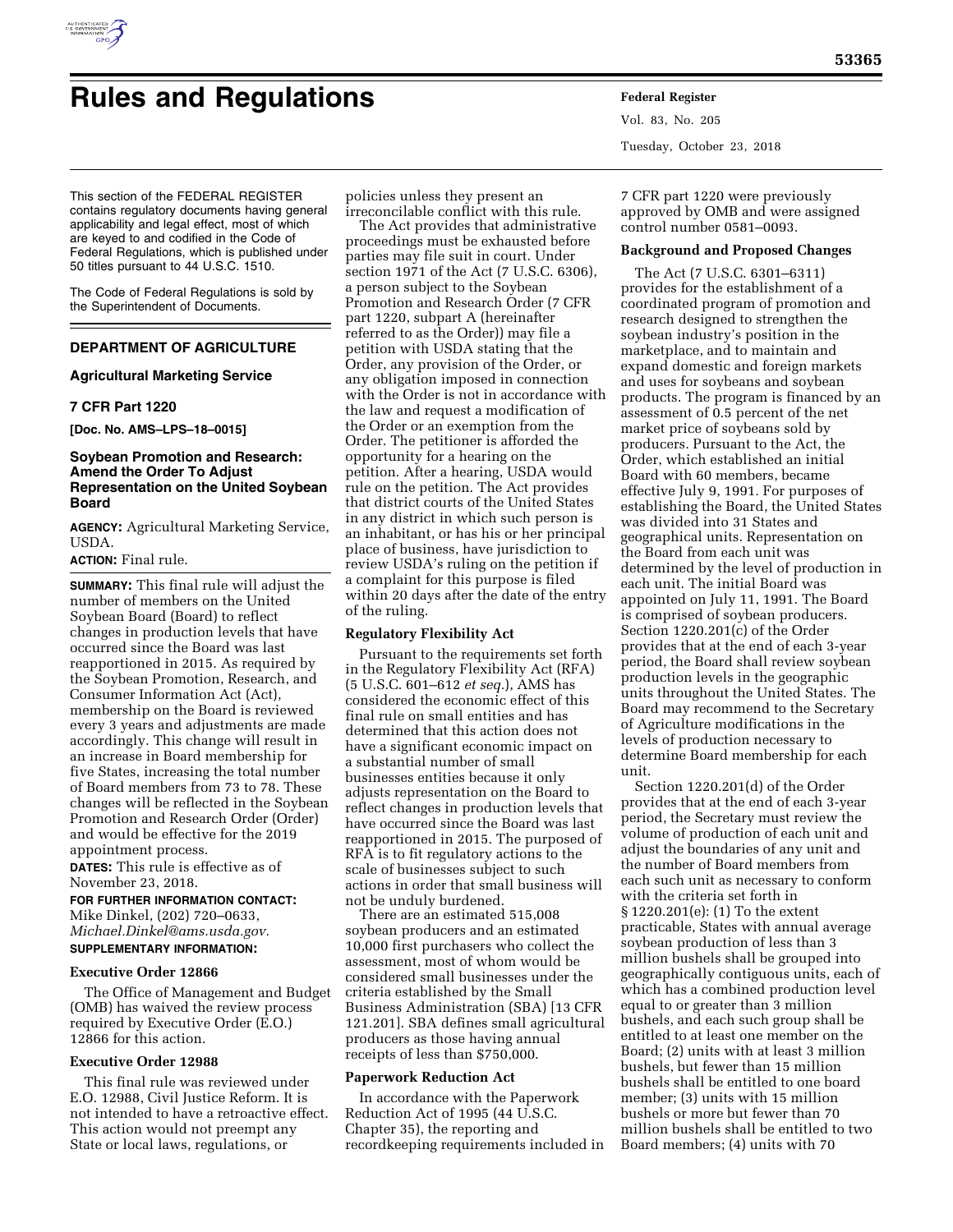# Rules and Regulations

This section of the FEDERAL REGISTER contains regulatory documents having general applicability and legal effect, most of which are keyed to and codified in the Code of Federal Regulations, which is published under 50 titles pursuant to 44 U.S.C. 1510.

The Code of Federal Regulations is sold by the Superintendent of Documents.

## DEPARTMENT OF AGRICULTURE

### Agricultural Marketing Service

### 7 CFR Part 1220

**[Doc. No. AMS–LPS–18–0015]**

### Soybean Promotion and Research: Amend the Order To Adjust Representation on the United Soybean Board

**AGENCY:** Agricultural Marketing Service, USDA.

**ACTION:** Final rule.

**SUMMARY:** This final rule will adjust the number of members on the United Soybean Board (Board) to reflect changes in production levels that have occurred since the Board was last reapportioned in 2015. As required by the Soybean Promotion, Research, and Consumer Information Act (Act), membership on the Board is reviewed every 3 years and adjustments are made accordingly. This change will result in an increase in Board membership for five States, increasing the total number of Board members from 73 to 78. These changes will be reflected in the Soybean Promotion and Research Order (Order) and would be effective for the 2019 appointment process.

**DATES:** This rule is effective as of November 23, 2018.

**FOR FURTHER INFORMATION CONTACT:** Mike Dinkel, (202) 720–0633, *Michael.Dinkel@ams.usda.gov.*

**SUPPLEMENTARY INFORMATION:**

**Executive Order 12866**

The Office of Management and Budget (OMB) has waived the review process required by Executive Order (E.O.) 12866 for this action.

**Executive Order 12988**

This final rule was reviewed under E.O. 12988, Civil Justice Reform. It is not intended to have a retroactive effect. This action would not preempt any State or local laws, regulations, or policies unless they present an irreconcilable conflict with this rule.

The Act provides that administrative proceedings must be exhausted before parties may file suit in court. Under section 1971 of the Act (7 U.S.C. 6306), a person subject to the Soybean Promotion and Research Order (7 CFR part 1220, subpart A (hereinafter referred to as the Order)) may file a petition with USDA stating that the Order, any provision of the Order, or any obligation imposed in connection with the Order is not in accordance with the law and request a modification of the Order or an exemption from the Order. The petitioner is afforded the opportunity for a hearing on the petition. After a hearing, USDA would rule on the petition. The Act provides that district courts of the United States in any district in which such person is an inhabitant, or has his or her principal place of business, have jurisdiction to review USDA's ruling on the petition if a complaint for this purpose is filed within 20 days after the date of the entry of the ruling.

**Regulatory Flexibility Act**

Pursuant to the requirements set forth in the Regulatory Flexibility Act (RFA) (5 U.S.C. 601–612 *et seq.*), AMS has considered the economic effect of this final rule on small entities and has determined that this action does not have a significant economic impact on a substantial number of small businesses entities because it only adjusts representation on the Board to reflect changes in production levels that have occurred since the Board was last reapportioned in 2015. The purposed of RFA is to fit regulatory actions to the scale of businesses subject to such actions in order that small business will not be unduly burdened.

There are an estimated 515,008 soybean producers and an estimated 10,000 first purchasers who collect the assessment, most of whom would be considered small businesses under the criteria established by the Small Business Administration (SBA) [13 CFR 121.201]. SBA defines small agricultural producers as those having annual receipts of less than $750,000.

**Paperwork Reduction Act**

In accordance with the Paperwork Reduction Act of 1995 (44 U.S.C. Chapter 35), the reporting and recordkeeping requirements included in 7 CFR part 1220 were previously approved by OMB and were assigned control number 0581–0093.

**Background and Proposed Changes**

The Act (7 U.S.C. 6301–6311) provides for the establishment of a coordinated program of promotion and research designed to strengthen the soybean industry's position in the marketplace, and to maintain and expand domestic and foreign markets and uses for soybeans and soybean products. The program is financed by an assessment of 0.5 percent of the net market price of soybeans sold by producers. Pursuant to the Act, the Order, which established an initial Board with 60 members, became effective July 9, 1991. For purposes of establishing the Board, the United States was divided into 31 States and geographical units. Representation on the Board from each unit was determined by the level of production in each unit. The initial Board was appointed on July 11, 1991. The Board is comprised of soybean producers. Section 1220.201(c) of the Order provides that at the end of each 3-year period, the Board shall review soybean production levels in the geographic units throughout the United States. The Board may recommend to the Secretary of Agriculture modifications in the levels of production necessary to determine Board membership for each unit.

Section 1220.201(d) of the Order provides that at the end of each 3-year period, the Secretary must review the volume of production of each unit and adjust the boundaries of any unit and the number of Board members from each such unit as necessary to conform with the criteria set forth in § 1220.201(e): (1) To the extent practicable, States with annual average soybean production of less than 3 million bushels shall be grouped into geographically contiguous units, each of which has a combined production level equal to or greater than 3 million bushels, and each such group shall be entitled to at least one member on the Board; (2) units with at least 3 million bushels, but fewer than 15 million bushels shall be entitled to one board member; (3) units with 15 million bushels or more but fewer than 70 million bushels shall be entitled to two Board members; (4) units with 70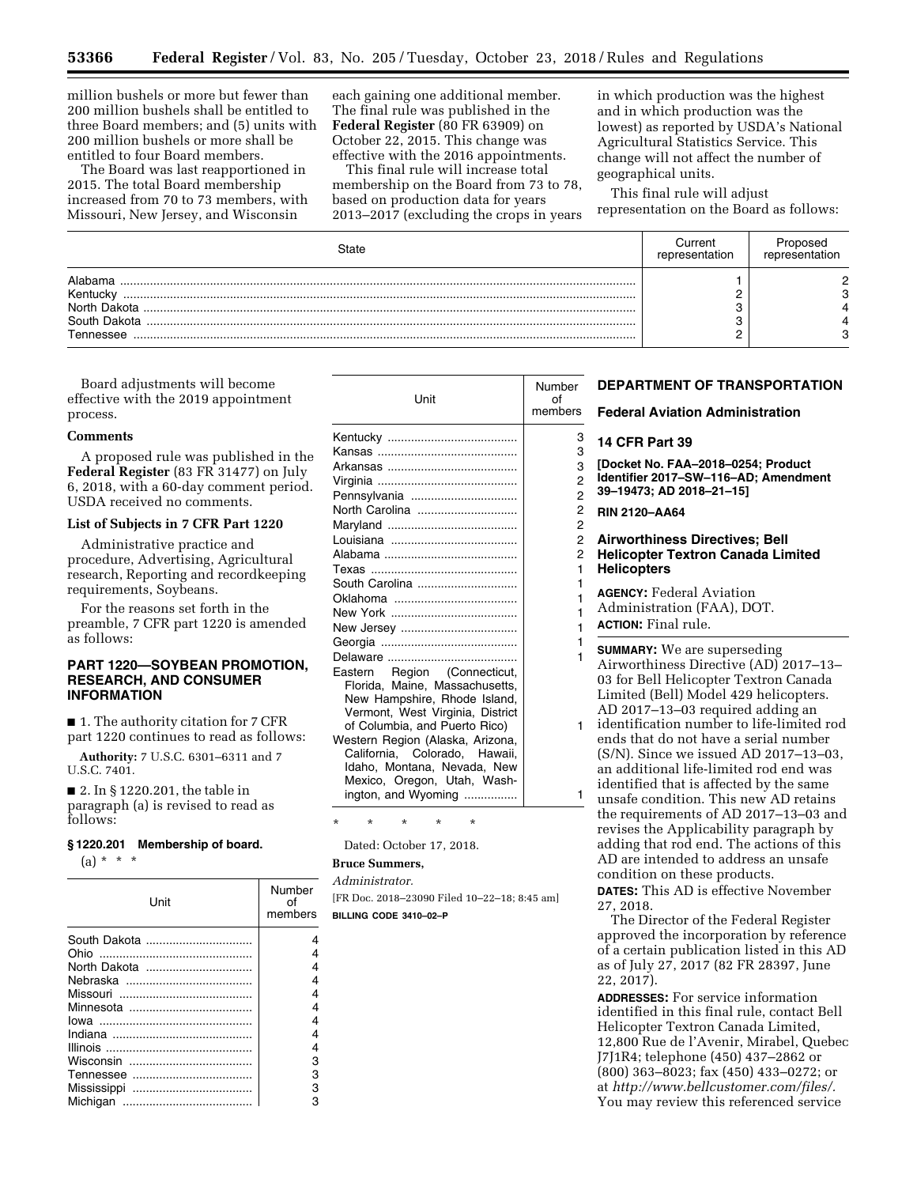million bushels or more but fewer than 200 million bushels shall be entitled to three Board members; and (5) units with 200 million bushels or more shall be entitled to four Board members.

The Board was last reapportioned in 2015. The total Board membership increased from 70 to 73 members, with Missouri, New Jersey, and Wisconsin each gaining one additional member. The final rule was published in the **Federal Register** (80 FR 63909) on October 22, 2015. This change was effective with the 2016 appointments.

This final rule will increase total membership on the Board from 73 to 78, based on production data for years 2013–2017 (excluding the crops in years in which production was the highest and in which production was the lowest) as reported by USDA's National Agricultural Statistics Service. This change will not affect the number of geographical units.

This final rule will adjust representation on the Board as follows:

| State | Current representation | Proposed representation |
|---|---|---|
| Alabama | 1 | 2 |
| Kentucky | 2 | 3 |
| North Dakota | 3 | 4 |
| South Dakota | 3 | 4 |
| Tennessee | 2 | 3 |

Board adjustments will become effective with the 2019 appointment process.

**Comments**

A proposed rule was published in the **Federal Register** (83 FR 31477) on July 6, 2018, with a 60-day comment period. USDA received no comments.

**List of Subjects in 7 CFR Part 1220**

Administrative practice and procedure, Advertising, Agricultural research, Reporting and recordkeeping requirements, Soybeans.

For the reasons set forth in the preamble, 7 CFR part 1220 is amended as follows:

## PART 1220—SOYBEAN PROMOTION, RESEARCH, AND CONSUMER INFORMATION

■ 1. The authority citation for 7 CFR part 1220 continues to read as follows:

**Authority:** 7 U.S.C. 6301–6311 and 7 U.S.C. 7401.

■ 2. In § 1220.201, the table in paragraph (a) is revised to read as follows:

**§ 1220.201 Membership of board.**

(a) * * *

| Unit | Number of members |
|---|---|
| South Dakota | 4 |
| Ohio | 4 |
| North Dakota | 4 |
| Nebraska | 4 |
| Missouri | 4 |
| Minnesota | 4 |
| Iowa | 4 |
| Indiana | 4 |
| Illinois | 4 |
| Wisconsin | 3 |
| Tennessee | 3 |
| Mississippi | 3 |
| Michigan | 3 |
| Kentucky | 3 |
| Kansas | 3 |
| Arkansas | 3 |
| Virginia | 2 |
| Pennsylvania | 2 |
| North Carolina | 2 |
| Maryland | 2 |
| Louisiana | 2 |
| Alabama | 2 |
| Texas | 1 |
| South Carolina | 1 |
| Oklahoma | 1 |
| New York | 1 |
| New Jersey | 1 |
| Georgia | 1 |
| Delaware | 1 |
| Eastern Region (Connecticut, Florida, Maine, Massachusetts, New Hampshire, Rhode Island, Vermont, West Virginia, District of Columbia, and Puerto Rico) | 1 |
| Western Region (Alaska, Arizona, California, Colorado, Hawaii, Idaho, Montana, Nevada, New Mexico, Oregon, Utah, Washington, and Wyoming | 1 |

\* \* \* \* \*

Dated: October 17, 2018.

**Bruce Summers,**

*Administrator.*

[FR Doc. 2018–23090 Filed 10–22–18; 8:45 am]

**BILLING CODE 3410–02–P**

## DEPARTMENT OF TRANSPORTATION

### Federal Aviation Administration

### 14 CFR Part 39

**[Docket No. FAA–2018–0254; Product Identifier 2017–SW–116–AD; Amendment 39–19473; AD 2018–21–15]**

**RIN 2120–AA64**

### Airworthiness Directives; Bell Helicopter Textron Canada Limited Helicopters

**AGENCY:** Federal Aviation Administration (FAA), DOT.

**ACTION:** Final rule.

**SUMMARY:** We are superseding Airworthiness Directive (AD) 2017–13–03 for Bell Helicopter Textron Canada Limited (Bell) Model 429 helicopters. AD 2017–13–03 required adding an identification number to life-limited rod ends that do not have a serial number (S/N). Since we issued AD 2017–13–03, an additional life-limited rod end was identified that is affected by the same unsafe condition. This new AD retains the requirements of AD 2017–13–03 and revises the Applicability paragraph by adding that rod end. The actions of this AD are intended to address an unsafe condition on these products.

**DATES:** This AD is effective November 27, 2018.

The Director of the Federal Register approved the incorporation by reference of a certain publication listed in this AD as of July 27, 2017 (82 FR 28397, June 22, 2017).

**ADDRESSES:** For service information identified in this final rule, contact Bell Helicopter Textron Canada Limited, 12,800 Rue de l'Avenir, Mirabel, Quebec J7J1R4; telephone (450) 437–2862 or (800) 363–8023; fax (450) 433–0272; or at *http://www.bellcustomer.com/files/.* You may review this referenced service